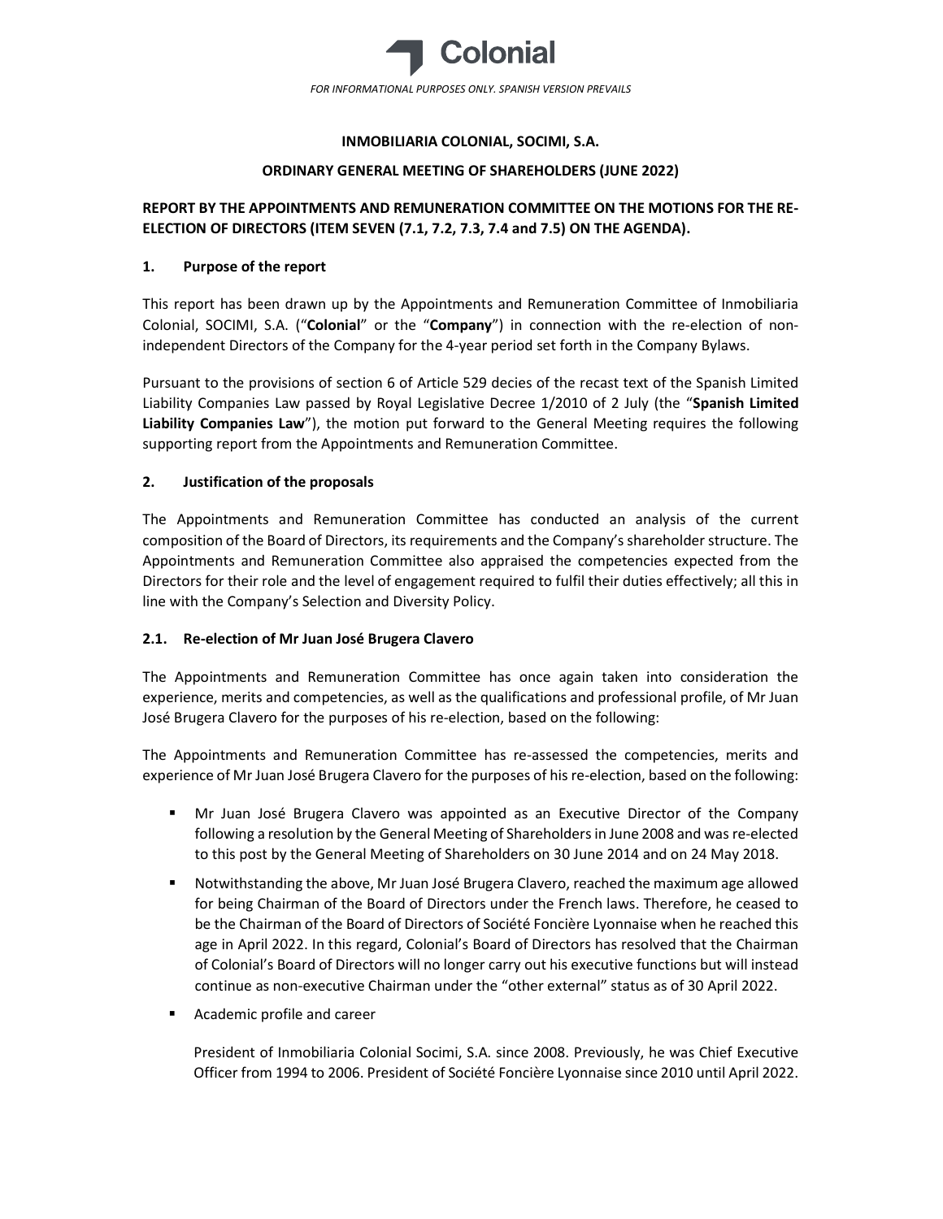FOR INFORMATIONAL PURPOSES ONLY. SPANISH VERSION PREVAILS

**INMOBILIARIA COLONIAL, SOCIMI, S.A.**

**ORDINARY GENERAL MEETING OF SHAREHOLDERS (JUNE 2022)**

**REPORT BY THE APPOINTMENTS AND REMUNERATION COMMITTEE ON THE MOTIONS FOR THE RE-ELECTION OF DIRECTORS (ITEM SEVEN (7.1, 7.2, 7.3, 7.4 and 7.5) ON THE AGENDA).**

## 1. Purpose of the report

This report has been drawn up by the Appointments and Remuneration Committee of Inmobiliaria Colonial, SOCIMI, S.A. ("**Colonial**" or the "**Company**") in connection with the re-election of non-independent Directors of the Company for the 4-year period set forth in the Company Bylaws.

Pursuant to the provisions of section 6 of Article 529 decies of the recast text of the Spanish Limited Liability Companies Law passed by Royal Legislative Decree 1/2010 of 2 July (the "**Spanish Limited Liability Companies Law**"), the motion put forward to the General Meeting requires the following supporting report from the Appointments and Remuneration Committee.

## 2. Justification of the proposals

The Appointments and Remuneration Committee has conducted an analysis of the current composition of the Board of Directors, its requirements and the Company's shareholder structure. The Appointments and Remuneration Committee also appraised the competencies expected from the Directors for their role and the level of engagement required to fulfil their duties effectively; all this in line with the Company's Selection and Diversity Policy.

### 2.1. Re-election of Mr Juan José Brugera Clavero

The Appointments and Remuneration Committee has once again taken into consideration the experience, merits and competencies, as well as the qualifications and professional profile, of Mr Juan José Brugera Clavero for the purposes of his re-election, based on the following:

The Appointments and Remuneration Committee has re-assessed the competencies, merits and experience of Mr Juan José Brugera Clavero for the purposes of his re-election, based on the following:

- Mr Juan José Brugera Clavero was appointed as an Executive Director of the Company following a resolution by the General Meeting of Shareholders in June 2008 and was re-elected to this post by the General Meeting of Shareholders on 30 June 2014 and on 24 May 2018.
- Notwithstanding the above, Mr Juan José Brugera Clavero, reached the maximum age allowed for being Chairman of the Board of Directors under the French laws. Therefore, he ceased to be the Chairman of the Board of Directors of Société Foncière Lyonnaise when he reached this age in April 2022. In this regard, Colonial's Board of Directors has resolved that the Chairman of Colonial's Board of Directors will no longer carry out his executive functions but will instead continue as non-executive Chairman under the "other external" status as of 30 April 2022.
- Academic profile and career

  President of Inmobiliaria Colonial Socimi, S.A. since 2008. Previously, he was Chief Executive Officer from 1994 to 2006. President of Société Foncière Lyonnaise since 2010 until April 2022.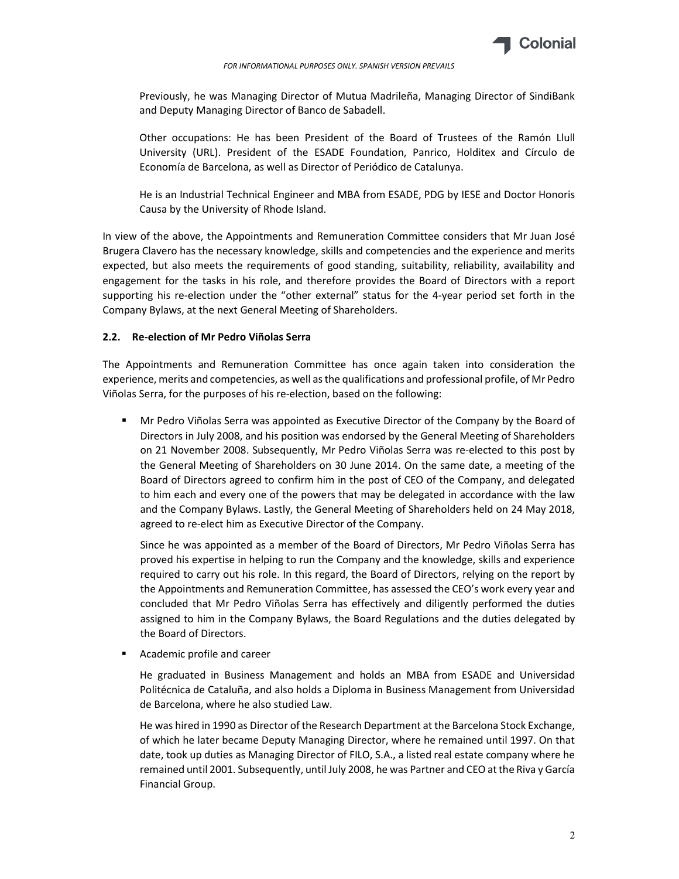Previously, he was Managing Director of Mutua Madrileña, Managing Director of SindiBank and Deputy Managing Director of Banco de Sabadell.

Other occupations: He has been President of the Board of Trustees of the Ramón Llull University (URL). President of the ESADE Foundation, Panrico, Holditex and Círculo de Economía de Barcelona, as well as Director of Periódico de Catalunya.

He is an Industrial Technical Engineer and MBA from ESADE, PDG by IESE and Doctor Honoris Causa by the University of Rhode Island.

In view of the above, the Appointments and Remuneration Committee considers that Mr Juan José Brugera Clavero has the necessary knowledge, skills and competencies and the experience and merits expected, but also meets the requirements of good standing, suitability, reliability, availability and engagement for the tasks in his role, and therefore provides the Board of Directors with a report supporting his re-election under the "other external" status for the 4-year period set forth in the Company Bylaws, at the next General Meeting of Shareholders.

### 2.2. Re-election of Mr Pedro Viñolas Serra

The Appointments and Remuneration Committee has once again taken into consideration the experience, merits and competencies, as well as the qualifications and professional profile, of Mr Pedro Viñolas Serra, for the purposes of his re-election, based on the following:

- Mr Pedro Viñolas Serra was appointed as Executive Director of the Company by the Board of Directors in July 2008, and his position was endorsed by the General Meeting of Shareholders on 21 November 2008. Subsequently, Mr Pedro Viñolas Serra was re-elected to this post by the General Meeting of Shareholders on 30 June 2014. On the same date, a meeting of the Board of Directors agreed to confirm him in the post of CEO of the Company, and delegated to him each and every one of the powers that may be delegated in accordance with the law and the Company Bylaws. Lastly, the General Meeting of Shareholders held on 24 May 2018, agreed to re-elect him as Executive Director of the Company.

  Since he was appointed as a member of the Board of Directors, Mr Pedro Viñolas Serra has proved his expertise in helping to run the Company and the knowledge, skills and experience required to carry out his role. In this regard, the Board of Directors, relying on the report by the Appointments and Remuneration Committee, has assessed the CEO's work every year and concluded that Mr Pedro Viñolas Serra has effectively and diligently performed the duties assigned to him in the Company Bylaws, the Board Regulations and the duties delegated by the Board of Directors.

- Academic profile and career

  He graduated in Business Management and holds an MBA from ESADE and Universidad Politécnica de Cataluña, and also holds a Diploma in Business Management from Universidad de Barcelona, where he also studied Law.

  He was hired in 1990 as Director of the Research Department at the Barcelona Stock Exchange, of which he later became Deputy Managing Director, where he remained until 1997. On that date, took up duties as Managing Director of FILO, S.A., a listed real estate company where he remained until 2001. Subsequently, until July 2008, he was Partner and CEO at the Riva y García Financial Group.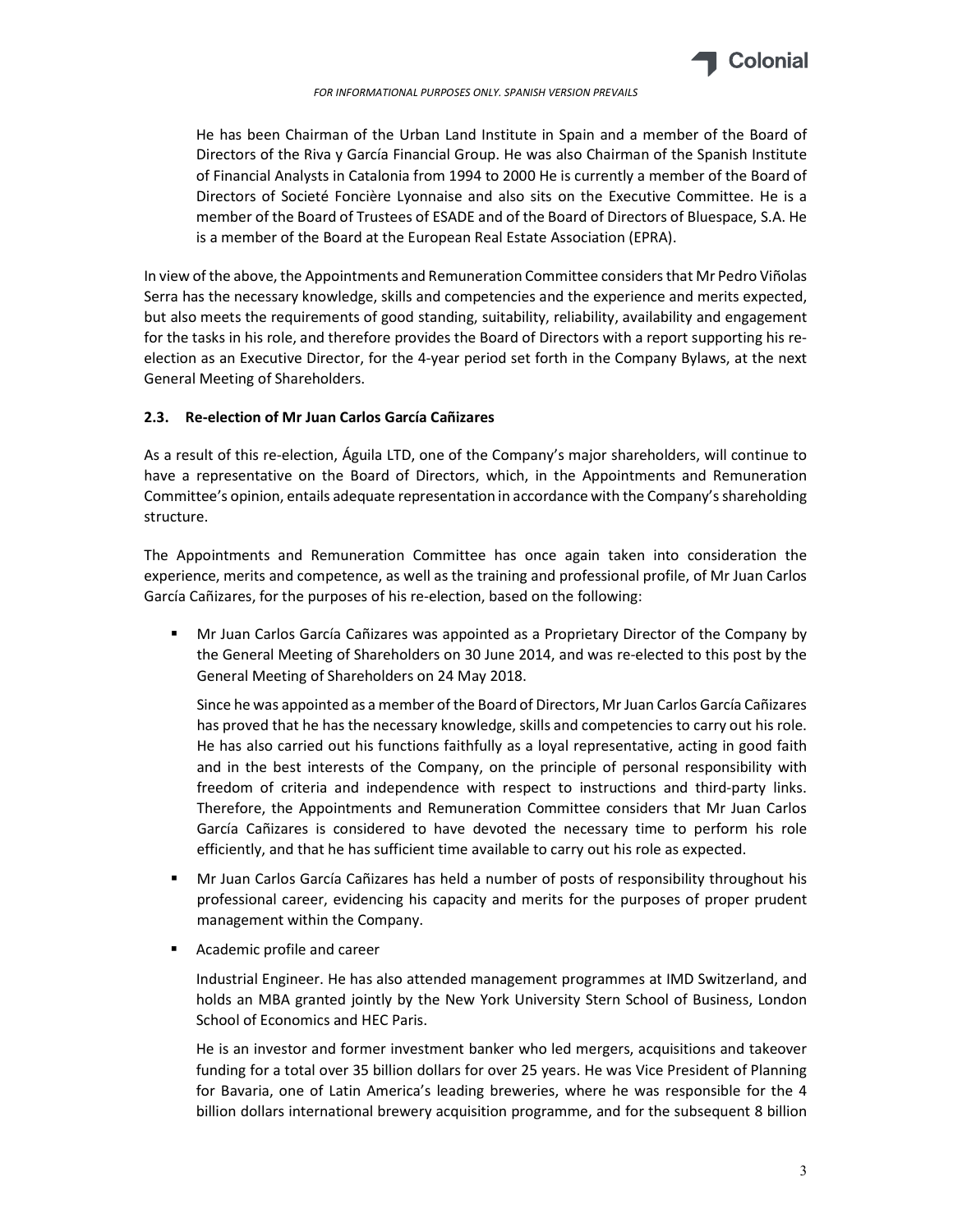He has been Chairman of the Urban Land Institute in Spain and a member of the Board of Directors of the Riva y García Financial Group. He was also Chairman of the Spanish Institute of Financial Analysts in Catalonia from 1994 to 2000 He is currently a member of the Board of Directors of Societé Foncière Lyonnaise and also sits on the Executive Committee. He is a member of the Board of Trustees of ESADE and of the Board of Directors of Bluespace, S.A. He is a member of the Board at the European Real Estate Association (EPRA).

In view of the above, the Appointments and Remuneration Committee considers that Mr Pedro Viñolas Serra has the necessary knowledge, skills and competencies and the experience and merits expected, but also meets the requirements of good standing, suitability, reliability, availability and engagement for the tasks in his role, and therefore provides the Board of Directors with a report supporting his re-election as an Executive Director, for the 4-year period set forth in the Company Bylaws, at the next General Meeting of Shareholders.

### 2.3. Re-election of Mr Juan Carlos García Cañizares

As a result of this re-election, Águila LTD, one of the Company's major shareholders, will continue to have a representative on the Board of Directors, which, in the Appointments and Remuneration Committee's opinion, entails adequate representation in accordance with the Company's shareholding structure.

The Appointments and Remuneration Committee has once again taken into consideration the experience, merits and competence, as well as the training and professional profile, of Mr Juan Carlos García Cañizares, for the purposes of his re-election, based on the following:

- Mr Juan Carlos García Cañizares was appointed as a Proprietary Director of the Company by the General Meeting of Shareholders on 30 June 2014, and was re-elected to this post by the General Meeting of Shareholders on 24 May 2018.

  Since he was appointed as a member of the Board of Directors, Mr Juan Carlos García Cañizares has proved that he has the necessary knowledge, skills and competencies to carry out his role. He has also carried out his functions faithfully as a loyal representative, acting in good faith and in the best interests of the Company, on the principle of personal responsibility with freedom of criteria and independence with respect to instructions and third-party links. Therefore, the Appointments and Remuneration Committee considers that Mr Juan Carlos García Cañizares is considered to have devoted the necessary time to perform his role efficiently, and that he has sufficient time available to carry out his role as expected.

- Mr Juan Carlos García Cañizares has held a number of posts of responsibility throughout his professional career, evidencing his capacity and merits for the purposes of proper prudent management within the Company.

- Academic profile and career

  Industrial Engineer. He has also attended management programmes at IMD Switzerland, and holds an MBA granted jointly by the New York University Stern School of Business, London School of Economics and HEC Paris.

  He is an investor and former investment banker who led mergers, acquisitions and takeover funding for a total over 35 billion dollars for over 25 years. He was Vice President of Planning for Bavaria, one of Latin America's leading breweries, where he was responsible for the 4 billion dollars international brewery acquisition programme, and for the subsequent 8 billion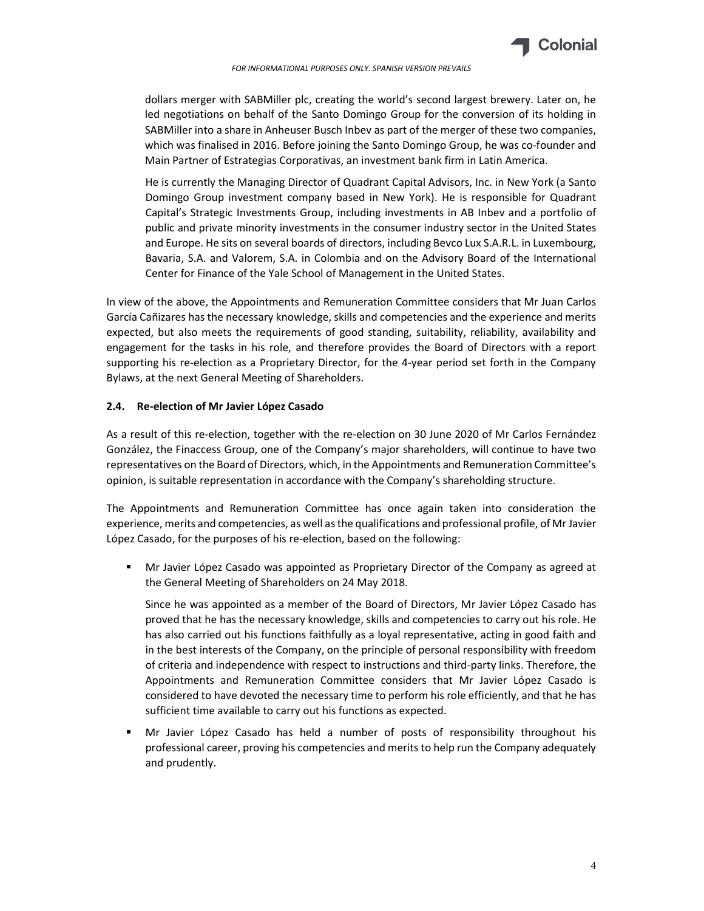dollars merger with SABMiller plc, creating the world's second largest brewery. Later on, he led negotiations on behalf of the Santo Domingo Group for the conversion of its holding in SABMiller into a share in Anheuser Busch Inbev as part of the merger of these two companies, which was finalised in 2016. Before joining the Santo Domingo Group, he was co-founder and Main Partner of Estrategias Corporativas, an investment bank firm in Latin America.

He is currently the Managing Director of Quadrant Capital Advisors, Inc. in New York (a Santo Domingo Group investment company based in New York). He is responsible for Quadrant Capital's Strategic Investments Group, including investments in AB Inbev and a portfolio of public and private minority investments in the consumer industry sector in the United States and Europe. He sits on several boards of directors, including Bevco Lux S.A.R.L. in Luxembourg, Bavaria, S.A. and Valorem, S.A. in Colombia and on the Advisory Board of the International Center for Finance of the Yale School of Management in the United States.

In view of the above, the Appointments and Remuneration Committee considers that Mr Juan Carlos García Cañizares has the necessary knowledge, skills and competencies and the experience and merits expected, but also meets the requirements of good standing, suitability, reliability, availability and engagement for the tasks in his role, and therefore provides the Board of Directors with a report supporting his re-election as a Proprietary Director, for the 4-year period set forth in the Company Bylaws, at the next General Meeting of Shareholders.

### 2.4. Re-election of Mr Javier López Casado

As a result of this re-election, together with the re-election on 30 June 2020 of Mr Carlos Fernández González, the Finaccess Group, one of the Company's major shareholders, will continue to have two representatives on the Board of Directors, which, in the Appointments and Remuneration Committee's opinion, is suitable representation in accordance with the Company's shareholding structure.

The Appointments and Remuneration Committee has once again taken into consideration the experience, merits and competencies, as well as the qualifications and professional profile, of Mr Javier López Casado, for the purposes of his re-election, based on the following:

- Mr Javier López Casado was appointed as Proprietary Director of the Company as agreed at the General Meeting of Shareholders on 24 May 2018.

  Since he was appointed as a member of the Board of Directors, Mr Javier López Casado has proved that he has the necessary knowledge, skills and competencies to carry out his role. He has also carried out his functions faithfully as a loyal representative, acting in good faith and in the best interests of the Company, on the principle of personal responsibility with freedom of criteria and independence with respect to instructions and third-party links. Therefore, the Appointments and Remuneration Committee considers that Mr Javier López Casado is considered to have devoted the necessary time to perform his role efficiently, and that he has sufficient time available to carry out his functions as expected.

- Mr Javier López Casado has held a number of posts of responsibility throughout his professional career, proving his competencies and merits to help run the Company adequately and prudently.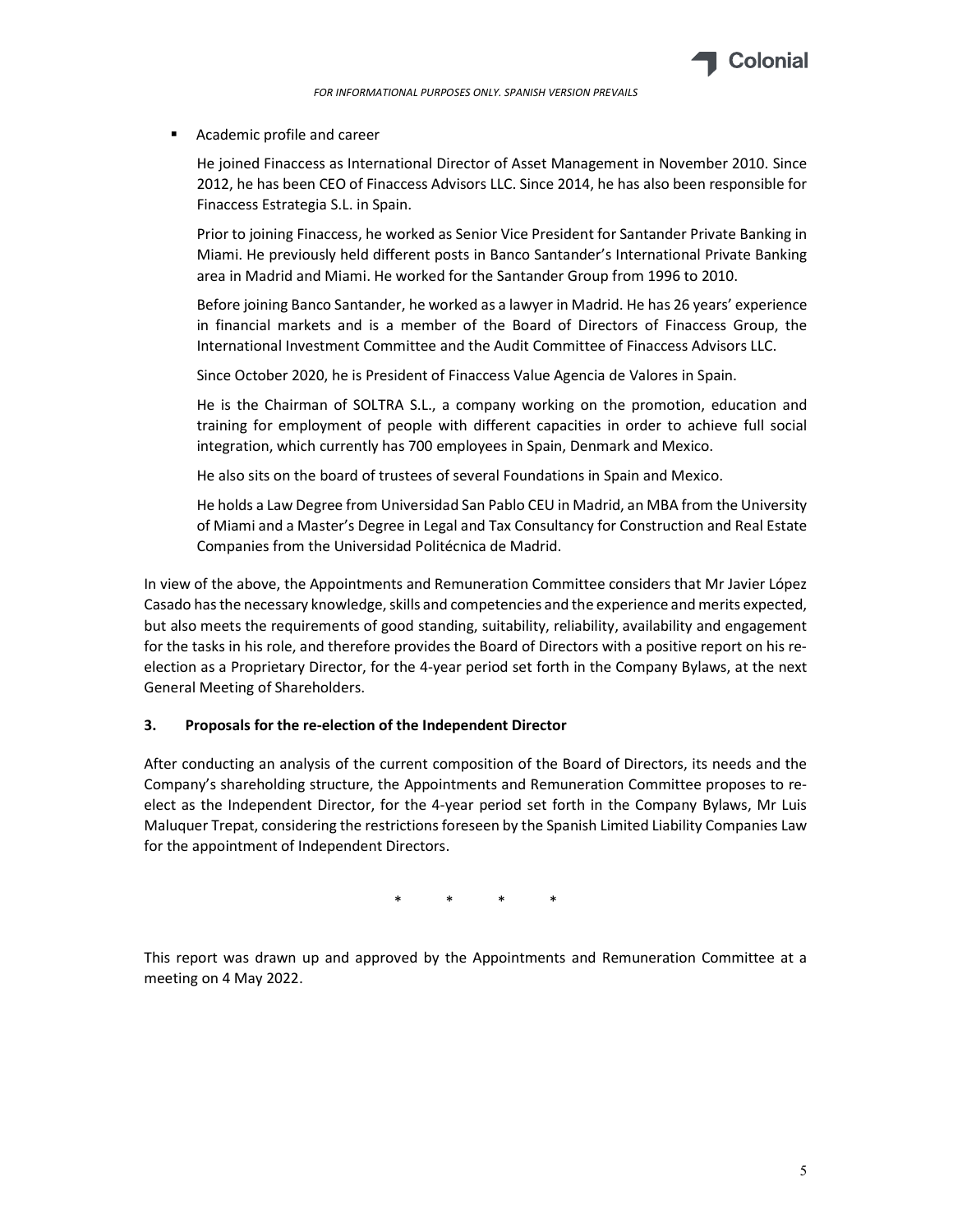- Academic profile and career

  He joined Finaccess as International Director of Asset Management in November 2010. Since 2012, he has been CEO of Finaccess Advisors LLC. Since 2014, he has also been responsible for Finaccess Estrategia S.L. in Spain.

  Prior to joining Finaccess, he worked as Senior Vice President for Santander Private Banking in Miami. He previously held different posts in Banco Santander's International Private Banking area in Madrid and Miami. He worked for the Santander Group from 1996 to 2010.

  Before joining Banco Santander, he worked as a lawyer in Madrid. He has 26 years' experience in financial markets and is a member of the Board of Directors of Finaccess Group, the International Investment Committee and the Audit Committee of Finaccess Advisors LLC.

  Since October 2020, he is President of Finaccess Value Agencia de Valores in Spain.

  He is the Chairman of SOLTRA S.L., a company working on the promotion, education and training for employment of people with different capacities in order to achieve full social integration, which currently has 700 employees in Spain, Denmark and Mexico.

  He also sits on the board of trustees of several Foundations in Spain and Mexico.

  He holds a Law Degree from Universidad San Pablo CEU in Madrid, an MBA from the University of Miami and a Master's Degree in Legal and Tax Consultancy for Construction and Real Estate Companies from the Universidad Politécnica de Madrid.

In view of the above, the Appointments and Remuneration Committee considers that Mr Javier López Casado has the necessary knowledge, skills and competencies and the experience and merits expected, but also meets the requirements of good standing, suitability, reliability, availability and engagement for the tasks in his role, and therefore provides the Board of Directors with a positive report on his re-election as a Proprietary Director, for the 4-year period set forth in the Company Bylaws, at the next General Meeting of Shareholders.

### 3. Proposals for the re-election of the Independent Director

After conducting an analysis of the current composition of the Board of Directors, its needs and the Company's shareholding structure, the Appointments and Remuneration Committee proposes to re-elect as the Independent Director, for the 4-year period set forth in the Company Bylaws, Mr Luis Maluquer Trepat, considering the restrictions foreseen by the Spanish Limited Liability Companies Law for the appointment of Independent Directors.

\* \* \* \*

This report was drawn up and approved by the Appointments and Remuneration Committee at a meeting on 4 May 2022.